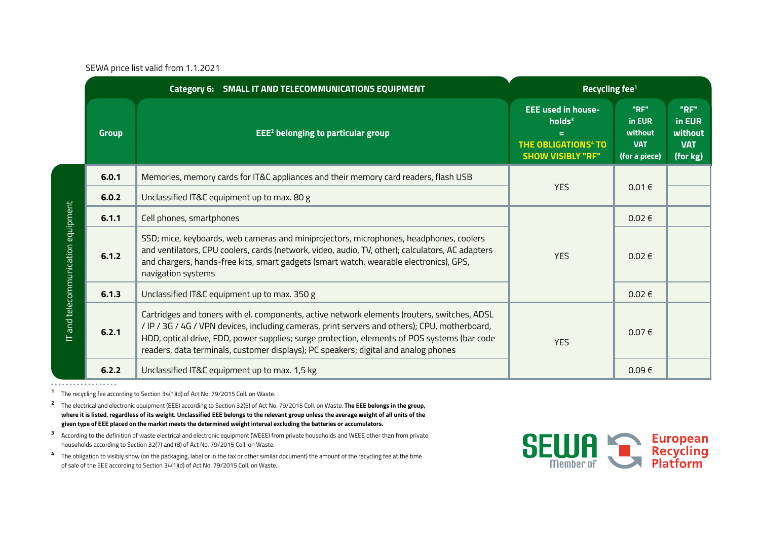SEWA price list valid from 1.1.2021

| | Category 6: SMALL IT AND TELECOMMUNICATIONS EQUIPMENT | | Recycling fee[1] | | |
|---|---|---|---|---|---|
| | **Group** | **EEE[2] belonging to particular group** | **EEE used in households[3] = THE OBLIGATIONS[4] TO SHOW VISIBLY "RF"** | **"RF" in EUR without VAT (for a piece)** | **"RF" in EUR without VAT (for kg)** |
| IT and telecommunication equipment | **6.0.1** | Memories, memory cards for IT&C appliances and their memory card readers, flash USB | YES | 0.01 € | |
| | **6.0.2** | Unclassified IT&C equipment up to max. 80 g | | | |
| | **6.1.1** | Cell phones, smartphones | YES | 0.02 € | |
| | **6.1.2** | SSD; mice, keyboards, web cameras and miniprojectors, microphones, headphones, coolers and ventilators, CPU coolers, cards (network, video, audio, TV, other); calculators, AC adapters and chargers, hands-free kits, smart gadgets (smart watch, wearable electronics), GPS, navigation systems | | 0.02 € | |
| | **6.1.3** | Unclassified IT&C equipment up to max. 350 g | | 0.02 € | |
| | **6.2.1** | Cartridges and toners with el. components, active network elements (routers, switches, ADSL / IP / 3G / 4G / VPN devices, including cameras, print servers and others); CPU, motherboard, HDD, optical drive, FDD, power supplies; surge protection, elements of POS systems (bar code readers, data terminals, customer displays); PC speakers; digital and analog phones | YES | 0.07 € | |
| | **6.2.2** | Unclassified IT&C equipment up to max. 1,5 kg | | 0.09 € | |

[1] The recycling fee according to Section 34(1)(d) of Act No. 79/2015 Coll. on Waste.

[2] The electrical and electronic equipment (EEE) according to Section 32(5) of Act No. 79/2015 Coll. on Waste. **The EEE belongs in the group, where it is listed, regardless of its weight. Unclassified EEE belongs to the relevant group unless the average weight of all units of the given type of EEE placed on the market meets the determined weight interval excluding the batteries or accumulators.**

[3] According to the definition of waste electrical and electronic equipment (WEEE) from private households and WEEE other than from private households according to Section 32(7) and (8) of Act No. 79/2015 Coll. on Waste.

[4] The obligation to visibly show (on the packaging, label or in the tax or other similar document) the amount of the recycling fee at the time of sale of the EEE according to Section 34(1)(d) of Act No. 79/2015 Coll. on Waste.

SEWA Member of European Recycling Platform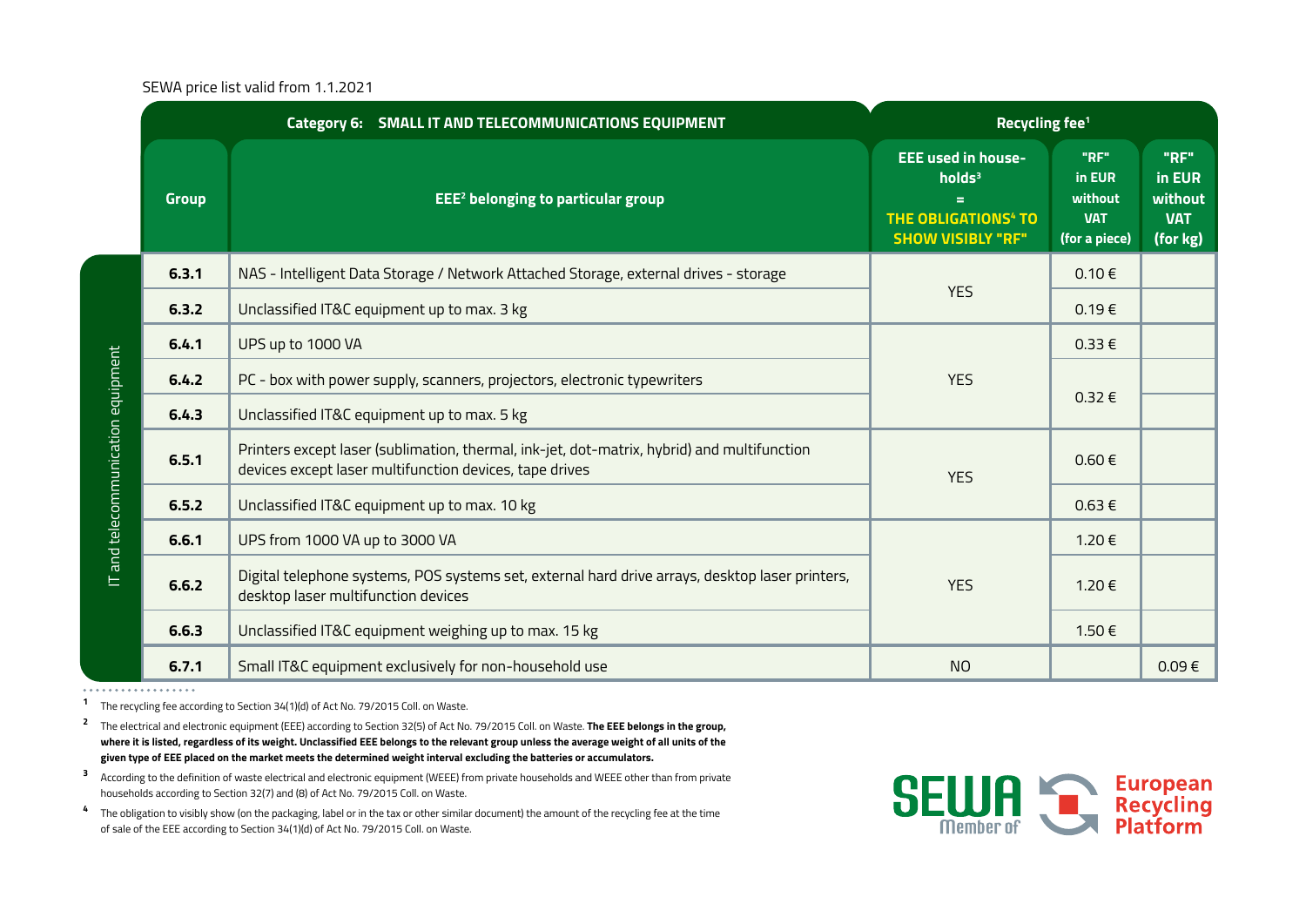SEWA price list valid from 1.1.2021

| | Category 6: SMALL IT AND TELECOMMUNICATIONS EQUIPMENT | | Recycling fee[1] | | |
|---|---|---|---|---|---|
| | Group | EEE[2] belonging to particular group | EEE used in households[3] = THE OBLIGATIONS[4] TO SHOW VISIBLY "RF" | "RF" in EUR without VAT (for a piece) | "RF" in EUR without VAT (for kg) |
| IT and telecommunication equipment | 6.3.1 | NAS - Intelligent Data Storage / Network Attached Storage, external drives - storage | YES | 0.10 € | |
| | 6.3.2 | Unclassified IT&C equipment up to max. 3 kg | | 0.19 € | |
| | 6.4.1 | UPS up to 1000 VA | YES | 0.33 € | |
| | 6.4.2 | PC - box with power supply, scanners, projectors, electronic typewriters | | 0.32 € | |
| | 6.4.3 | Unclassified IT&C equipment up to max. 5 kg | | | |
| | 6.5.1 | Printers except laser (sublimation, thermal, ink-jet, dot-matrix, hybrid) and multifunction devices except laser multifunction devices, tape drives | YES | 0.60 € | |
| | 6.5.2 | Unclassified IT&C equipment up to max. 10 kg | | 0.63 € | |
| | 6.6.1 | UPS from 1000 VA up to 3000 VA | YES | 1.20 € | |
| | 6.6.2 | Digital telephone systems, POS systems set, external hard drive arrays, desktop laser printers, desktop laser multifunction devices | | 1.20 € | |
| | 6.6.3 | Unclassified IT&C equipment weighing up to max. 15 kg | | 1.50 € | |
| | 6.7.1 | Small IT&C equipment exclusively for non-household use | NO | | 0.09 € |

[1] The recycling fee according to Section 34(1)(d) of Act No. 79/2015 Coll. on Waste.

[2] The electrical and electronic equipment (EEE) according to Section 32(5) of Act No. 79/2015 Coll. on Waste. **The EEE belongs in the group, where it is listed, regardless of its weight. Unclassified EEE belongs to the relevant group unless the average weight of all units of the given type of EEE placed on the market meets the determined weight interval excluding the batteries or accumulators.**

[3] According to the definition of waste electrical and electronic equipment (WEEE) from private households and WEEE other than from private households according to Section 32(7) and (8) of Act No. 79/2015 Coll. on Waste.

[4] The obligation to visibly show (on the packaging, label or in the tax or other similar document) the amount of the recycling fee at the time of sale of the EEE according to Section 34(1)(d) of Act No. 79/2015 Coll. on Waste.

SEWA Member of European Recycling Platform